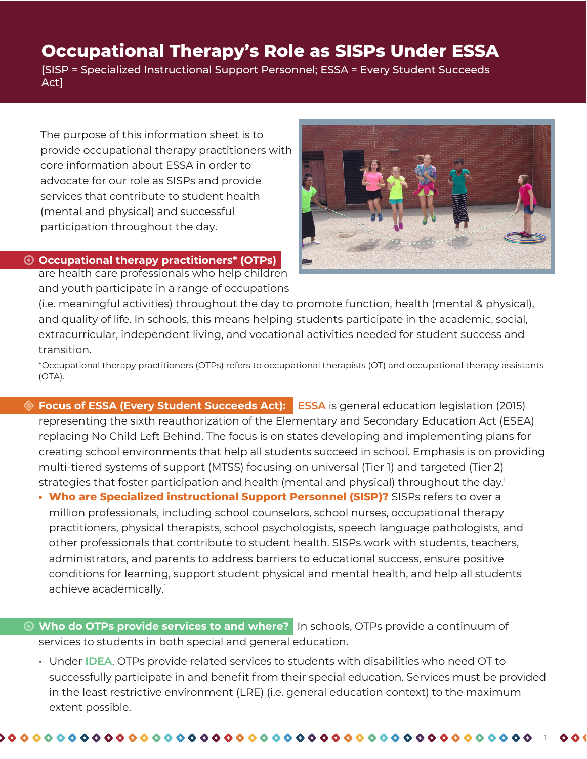# Occupational Therapy's Role as SISPs Under ESSA

[SISP = Specialized Instructional Support Personnel; ESSA = Every Student Succeeds Act]

The purpose of this information sheet is to provide occupational therapy practitioners with core information about ESSA in order to advocate for our role as SISPs and provide services that contribute to student health (mental and physical) and successful participation throughout the day.

**Occupational therapy practitioners* (OTPs)** are health care professionals who help children and youth participate in a range of occupations (i.e. meaningful activities) throughout the day to promote function, health (mental & physical), and quality of life. In schools, this means helping students participate in the academic, social, extracurricular, independent living, and vocational activities needed for student success and transition.

*Occupational therapy practitioners (OTPs) refers to occupational therapists (OT) and occupational therapy assistants (OTA).

**Focus of ESSA (Every Student Succeeds Act):** ESSA is general education legislation (2015) representing the sixth reauthorization of the Elementary and Secondary Education Act (ESEA) replacing No Child Left Behind. The focus is on states developing and implementing plans for creating school environments that help all students succeed in school. Emphasis is on providing multi-tiered systems of support (MTSS) focusing on universal (Tier 1) and targeted (Tier 2) strategies that foster participation and health (mental and physical) throughout the day.[1]

- **Who are Specialized instructional Support Personnel (SISP)?** SISPs refers to over a million professionals, including school counselors, school nurses, occupational therapy practitioners, physical therapists, school psychologists, speech language pathologists, and other professionals that contribute to student health. SISPs work with students, teachers, administrators, and parents to address barriers to educational success, ensure positive conditions for learning, support student physical and mental health, and help all students achieve academically.[1]

**Who do OTPs provide services to and where?** In schools, OTPs provide a continuum of services to students in both special and general education.

- Under IDEA, OTPs provide related services to students with disabilities who need OT to successfully participate in and benefit from their special education. Services must be provided in the least restrictive environment (LRE) (i.e. general education context) to the maximum extent possible.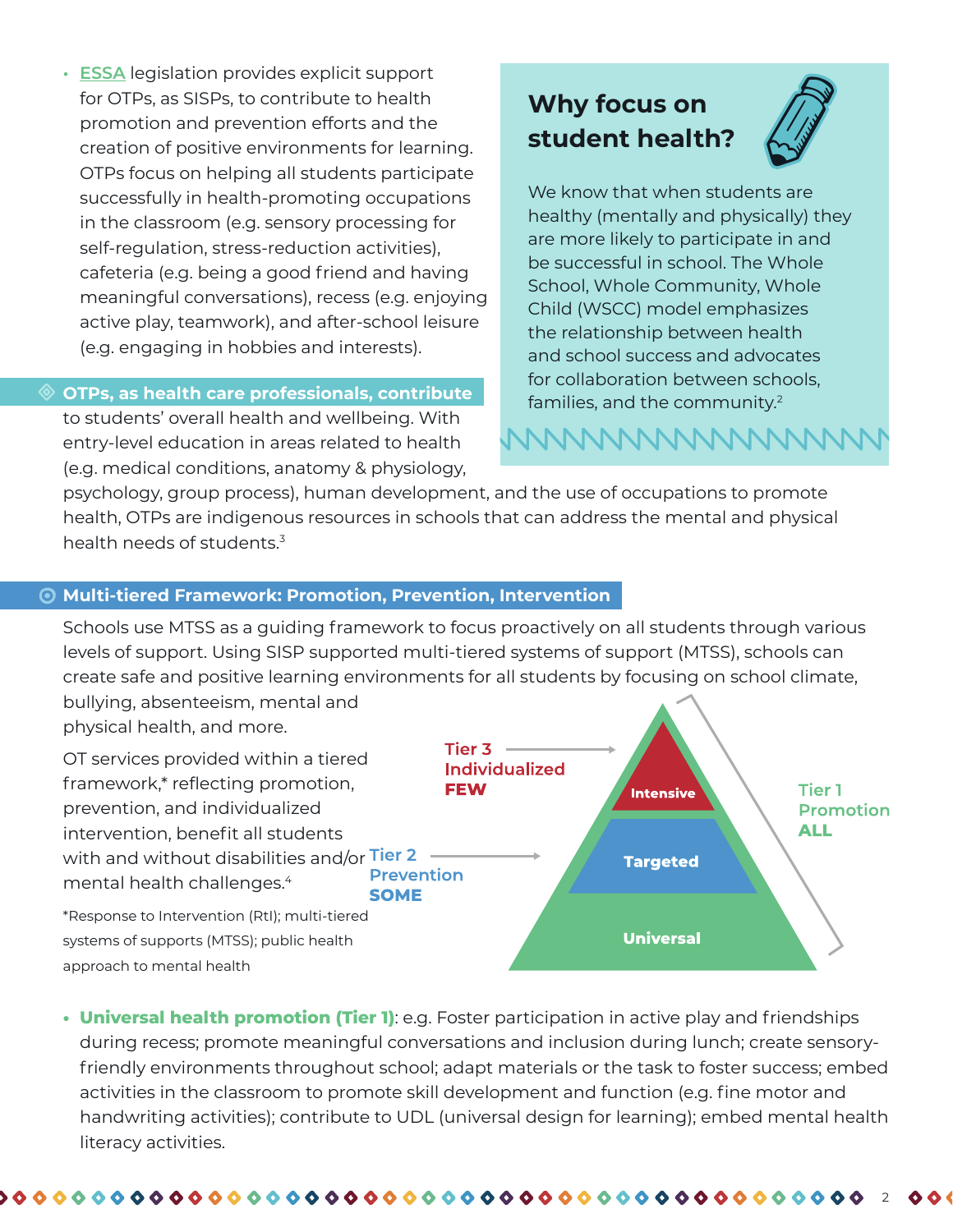- ESSA legislation provides explicit support for OTPs, as SISPs, to contribute to health promotion and prevention efforts and the creation of positive environments for learning. OTPs focus on helping all students participate successfully in health-promoting occupations in the classroom (e.g. sensory processing for self-regulation, stress-reduction activities), cafeteria (e.g. being a good friend and having meaningful conversations), recess (e.g. enjoying active play, teamwork), and after-school leisure (e.g. engaging in hobbies and interests).

## Why focus on student health?

We know that when students are healthy (mentally and physically) they are more likely to participate in and be successful in school. The Whole School, Whole Community, Whole Child (WSCC) model emphasizes the relationship between health and school success and advocates for collaboration between schools, families, and the community.[2]

**OTPs, as health care professionals, contribute** to students' overall health and wellbeing. With entry-level education in areas related to health (e.g. medical conditions, anatomy & physiology, psychology, group process), human development, and the use of occupations to promote health, OTPs are indigenous resources in schools that can address the mental and physical health needs of students.[3]

## Multi-tiered Framework: Promotion, Prevention, Intervention

Schools use MTSS as a guiding framework to focus proactively on all students through various levels of support. Using SISP supported multi-tiered systems of support (MTSS), schools can create safe and positive learning environments for all students by focusing on school climate, bullying, absenteeism, mental and physical health, and more.

OT services provided within a tiered framework,* reflecting promotion, prevention, and individualized intervention, benefit all students with and without disabilities and/or mental health challenges.[4]

*Response to Intervention (RtI); multi-tiered systems of supports (MTSS); public health approach to mental health

- Tier 3 Individualized **FEW** — Intensive
- Tier 2 Prevention **SOME** — Targeted
- Tier 1 Promotion **ALL** — Universal

- **Universal health promotion (Tier 1)**: e.g. Foster participation in active play and friendships during recess; promote meaningful conversations and inclusion during lunch; create sensory-friendly environments throughout school; adapt materials or the task to foster success; embed activities in the classroom to promote skill development and function (e.g. fine motor and handwriting activities); contribute to UDL (universal design for learning); embed mental health literacy activities.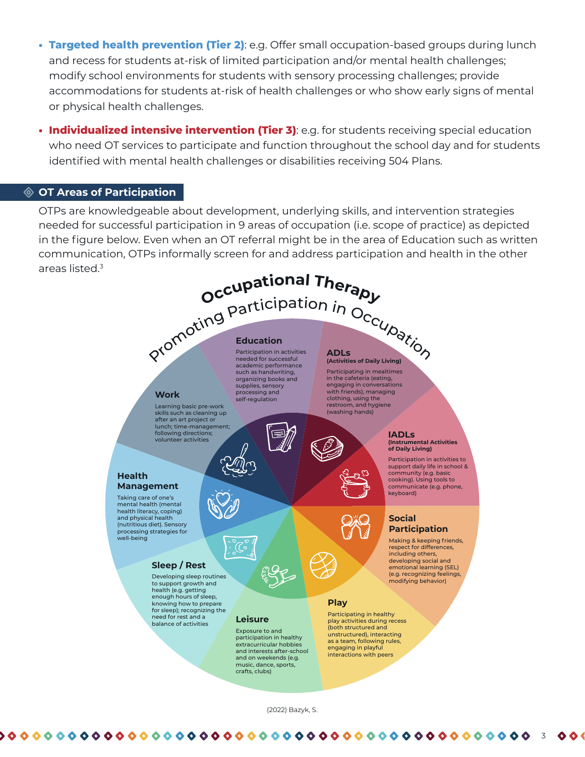- **Targeted health prevention (Tier 2)**: e.g. Offer small occupation-based groups during lunch and recess for students at-risk of limited participation and/or mental health challenges; modify school environments for students with sensory processing challenges; provide accommodations for students at-risk of health challenges or who show early signs of mental or physical health challenges.
- **Individualized intensive intervention (Tier 3)**: e.g. for students receiving special education who need OT services to participate and function throughout the school day and for students identified with mental health challenges or disabilities receiving 504 Plans.

## OT Areas of Participation

OTPs are knowledgeable about development, underlying skills, and intervention strategies needed for successful participation in 9 areas of occupation (i.e. scope of practice) as depicted in the figure below. Even when an OT referral might be in the area of Education such as written communication, OTPs informally screen for and address participation and health in the other areas listed.[3]

**Occupational Therapy**
**Promoting Participation in Occupation**

**Education**
Participation in activities needed for successful academic performance such as handwriting, organizing books and supplies, processing and self-regulation

**ADLs (Activities of Daily Living)**
Participating in mealtimes in the cafeteria (eating, engaging in conversations with friends), managing clothing, using the restroom, and hygiene (washing hands)

**IADLs (Instrumental Activities of Daily Living)**
Participation in activities to support daily life in school & community (e.g. basic cooking). Using tools to communicate (e.g. phone, keyboard)

**Social Participation**
Making & keeping friends, respect for differences, including others, developing social and emotional learning (SEL) (e.g. recognizing feelings, modifying behavior)

**Play**
Participating in healthy play activities during recess (both structured and unstructured), interacting as a team, following rules, engaging in playful interactions with peers

**Leisure**
Exposure to and participation in healthy extracurricular hobbies and interests after-school and on weekends (e.g. music, dance, sports, crafts, clubs)

**Sleep / Rest**
Developing sleep routines to support growth and health (e.g. getting enough hours of sleep, knowing how to prepare for sleep); recognizing the need for rest and a balance of activities

**Health Management**
Taking care of one's mental health (mental health literacy, coping) and physical health (nutritious diet). Sensory processing strategies for well-being

**Work**
Learning basic pre-work skills such as cleaning up after an art project or lunch; time-management; following directions; volunteer activities

(2022) Bazyk, S.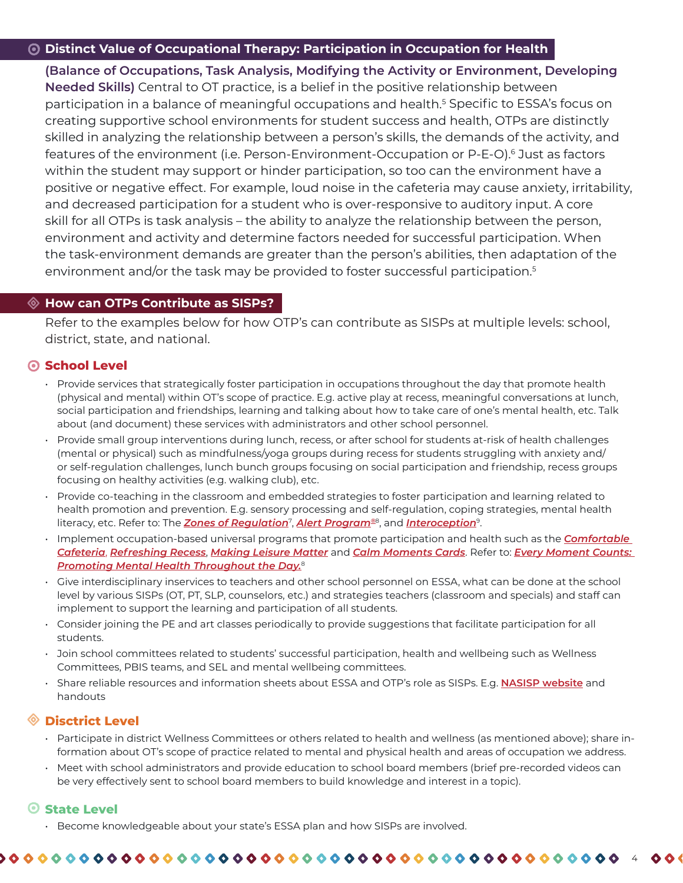## Distinct Value of Occupational Therapy: Participation in Occupation for Health

**(Balance of Occupations, Task Analysis, Modifying the Activity or Environment, Developing Needed Skills)** Central to OT practice, is a belief in the positive relationship between participation in a balance of meaningful occupations and health.[5] Specific to ESSA's focus on creating supportive school environments for student success and health, OTPs are distinctly skilled in analyzing the relationship between a person's skills, the demands of the activity, and features of the environment (i.e. Person-Environment-Occupation or P-E-O).[6] Just as factors within the student may support or hinder participation, so too can the environment have a positive or negative effect. For example, loud noise in the cafeteria may cause anxiety, irritability, and decreased participation for a student who is over-responsive to auditory input. A core skill for all OTPs is task analysis – the ability to analyze the relationship between the person, environment and activity and determine factors needed for successful participation. When the task-environment demands are greater than the person's abilities, then adaptation of the environment and/or the task may be provided to foster successful participation.[5]

## How can OTPs Contribute as SISPs?

Refer to the examples below for how OTP's can contribute as SISPs at multiple levels: school, district, state, and national.

### School Level

- Provide services that strategically foster participation in occupations throughout the day that promote health (physical and mental) within OT's scope of practice. E.g. active play at recess, meaningful conversations at lunch, social participation and friendships, learning and talking about how to take care of one's mental health, etc. Talk about (and document) these services with administrators and other school personnel.
- Provide small group interventions during lunch, recess, or after school for students at-risk of health challenges (mental or physical) such as mindfulness/yoga groups during recess for students struggling with anxiety and/or self-regulation challenges, lunch bunch groups focusing on social participation and friendship, recess groups focusing on healthy activities (e.g. walking club), etc.
- Provide co-teaching in the classroom and embedded strategies to foster participation and learning related to health promotion and prevention. E.g. sensory processing and self-regulation, coping strategies, mental health literacy, etc. Refer to: The ***Zones of Regulation***[7], ***Alert Program®***[8], and ***Interoception***[9].
- Implement occupation-based universal programs that promote participation and health such as the ***Comfortable Cafeteria***, ***Refreshing Recess***, ***Making Leisure Matter*** and ***Calm Moments Cards***. Refer to: ***Every Moment Counts: Promoting Mental Health Throughout the Day.***[8]
- Give interdisciplinary inservices to teachers and other school personnel on ESSA, what can be done at the school level by various SISPs (OT, PT, SLP, counselors, etc.) and strategies teachers (classroom and specials) and staff can implement to support the learning and participation of all students.
- Consider joining the PE and art classes periodically to provide suggestions that facilitate participation for all students.
- Join school committees related to students' successful participation, health and wellbeing such as Wellness Committees, PBIS teams, and SEL and mental wellbeing committees.
- Share reliable resources and information sheets about ESSA and OTP's role as SISPs. E.g. **NASISP website** and handouts

### Disctrict Level

- Participate in district Wellness Committees or others related to health and wellness (as mentioned above); share information about OT's scope of practice related to mental and physical health and areas of occupation we address.
- Meet with school administrators and provide education to school board members (brief pre-recorded videos can be very effectively sent to school board members to build knowledge and interest in a topic).

### State Level

- Become knowledgeable about your state's ESSA plan and how SISPs are involved.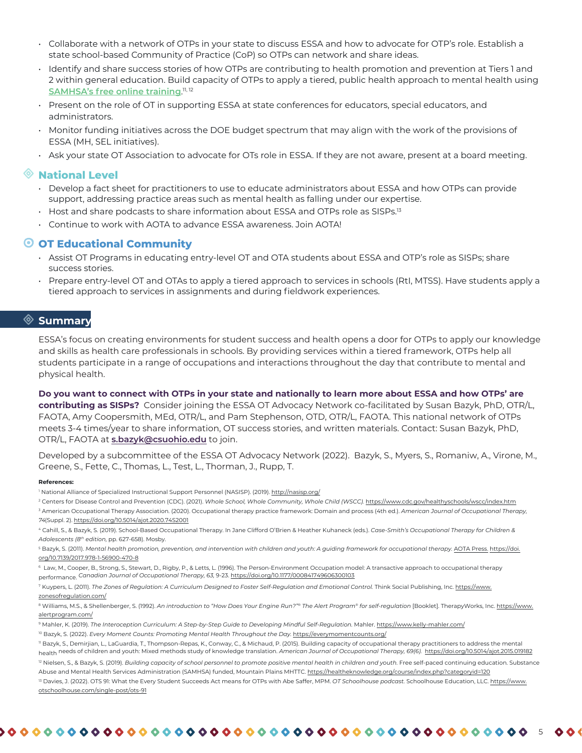- Collaborate with a network of OTPs in your state to discuss ESSA and how to advocate for OTP's role. Establish a state school-based Community of Practice (CoP) so OTPs can network and share ideas.
- Identify and share success stories of how OTPs are contributing to health promotion and prevention at Tiers 1 and 2 within general education. Build capacity of OTPs to apply a tiered, public health approach to mental health using SAMHSA's free online training.[11, 12]
- Present on the role of OT in supporting ESSA at state conferences for educators, special educators, and administrators.
- Monitor funding initiatives across the DOE budget spectrum that may align with the work of the provisions of ESSA (MH, SEL initiatives).
- Ask your state OT Association to advocate for OTs role in ESSA. If they are not aware, present at a board meeting.

### National Level

- Develop a fact sheet for practitioners to use to educate administrators about ESSA and how OTPs can provide support, addressing practice areas such as mental health as falling under our expertise.
- Host and share podcasts to share information about ESSA and OTPs role as SISPs.[13]
- Continue to work with AOTA to advance ESSA awareness. Join AOTA!

### OT Educational Community

- Assist OT Programs in educating entry-level OT and OTA students about ESSA and OTP's role as SISPs; share success stories.
- Prepare entry-level OT and OTAs to apply a tiered approach to services in schools (RtI, MTSS). Have students apply a tiered approach to services in assignments and during fieldwork experiences.

## Summary

ESSA's focus on creating environments for student success and health opens a door for OTPs to apply our knowledge and skills as health care professionals in schools. By providing services within a tiered framework, OTPs help all students participate in a range of occupations and interactions throughout the day that contribute to mental and physical health.

**Do you want to connect with OTPs in your state and nationally to learn more about ESSA and how OTPs' are contributing as SISPs?** Consider joining the ESSA OT Advocacy Network co-facilitated by Susan Bazyk, PhD, OTR/L, FAOTA, Amy Coopersmith, MEd, OTR/L, and Pam Stephenson, OTD, OTR/L, FAOTA. This national network of OTPs meets 3-4 times/year to share information, OT success stories, and written materials. Contact: Susan Bazyk, PhD, OTR/L, FAOTA at **s.bazyk@csuohio.edu** to join.

Developed by a subcommittee of the ESSA OT Advocacy Network (2022). Bazyk, S., Myers, S., Romaniw, A., Virone, M., Greene, S., Fette, C., Thomas, L., Test, L., Thorman, J., Rupp, T.

**References:**

[1] National Alliance of Specialized Instructional Support Personnel (NASISP). (2019). http://nasisp.org/

[2] Centers for Disease Control and Prevention (CDC). (2021). *Whole School, Whole Community, Whole Child (WSCC).* https://www.cdc.gov/healthyschools/wscc/index.htm

[3] American Occupational Therapy Association. (2020). Occupational therapy practice framework: Domain and process (4th ed.). *American Journal of Occupational Therapy, 74*(Suppl. 2). https://doi.org/10.5014/ajot.2020.74S2001

[4] Cahill, S., & Bazyk, S. (2019). School-Based Occupational Therapy. In Jane Clifford O'Brien & Heather Kuhaneck (eds.). *Case-Smith's Occupational Therapy for Children & Adolescents (8th edition,* pp. 627-658). Mosby.

[5] Bazyk, S. (2011). *Mental health promotion, prevention, and intervention with children and youth: A guiding framework for occupational therapy.* AOTA Press. https://doi.org/10.7139/2017.978-1-56900-470-8

[6] Law, M., Cooper, B., Strong, S., Stewart, D., Rigby, P., & Letts, L. (1996). The Person-Environment Occupation model: A transactive approach to occupational therapy performance. *Canadian Journal of Occupational Therapy, 63,* 9-23. https://doi.org/10.1177/000841749606300103

[7] Kuypers, L. (2011). *The Zones of Regulation: A Curriculum Designed to Foster Self-Regulation and Emotional Control.* Think Social Publishing, Inc. https://www.zonesofregulation.com/

[8] Williams, M.S., & Shellenberger, S. (1992). *An introduction to "How Does Your Engine Run?"® The Alert Program® for self-regulation* [Booklet]. TherapyWorks, Inc. https://www.alertprogram.com/

[9] Mahler, K. (2019). *The Interoception Curriculum: A Step-by-Step Guide to Developing Mindful Self-Regulation.* Mahler. https://www.kelly-mahler.com/

[10] Bazyk, S. (2022). *Every Moment Counts: Promoting Mental Health Throughout the Day.* https://everymomentcounts.org/

[11] Bazyk, S., Demirjian, L., LaGuardia, T., Thompson-Repas, K., Conway, C., & Michaud, P. (2015). Building capacity of occupational therapy practitioners to address the mental health needs of children and youth: Mixed methods study of knowledge translation. *American Journal of Occupational Therapy, 69(6).* https://doi.org/10.5014/ajot.2015.019182

[12] Nielsen, S., & Bazyk, S. (2019). *Building capacity of school personnel to promote positive mental health in children and youth.* Free self-paced continuing education. Substance Abuse and Mental Health Services Administration (SAMHSA) funded, Mountain Plains MHTTC. https://healtheknowledge.org/course/index.php?categoryid=120

[13] Davies, J. (2022). OTS 91: What the Every Student Succeeds Act means for OTPs with Abe Saffer, MPM. *OT Schoolhouse podcast.* Schoolhouse Education, LLC. https://www.otschoolhouse.com/single-post/ots-91